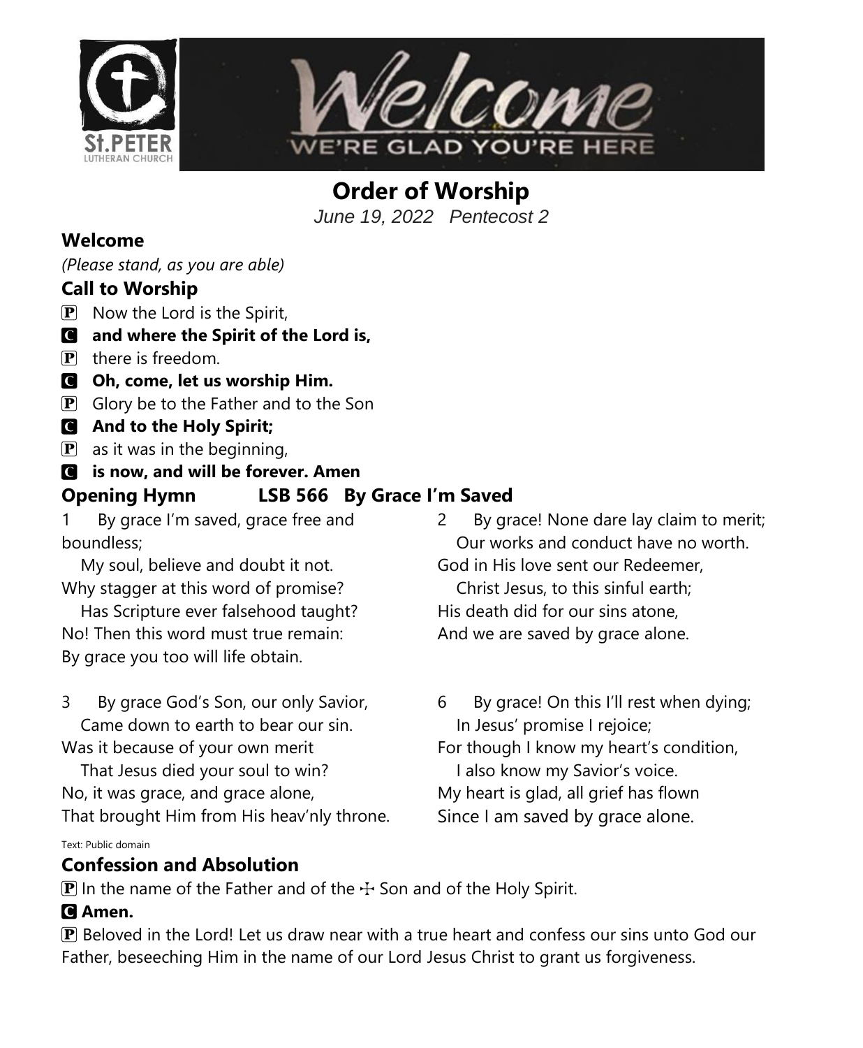St.PETER
LUTHERAN CHURCH

Welcome
WE'RE GLAD YOU'RE HERE

# Order of Worship

*June 19, 2022 Pentecost 2*

## Welcome

*(Please stand, as you are able)*

## Call to Worship

P Now the Lord is the Spirit,
C **and where the Spirit of the Lord is,**
P there is freedom.
C **Oh, come, let us worship Him.**
P Glory be to the Father and to the Son
C **And to the Holy Spirit;**
P as it was in the beginning,
C **is now, and will be forever. Amen**

## Opening Hymn LSB 566 By Grace I'm Saved

1 By grace I'm saved, grace free and boundless;
My soul, believe and doubt it not.
Why stagger at this word of promise?
Has Scripture ever falsehood taught?
No! Then this word must true remain:
By grace you too will life obtain.

2 By grace! None dare lay claim to merit;
Our works and conduct have no worth.
God in His love sent our Redeemer,
Christ Jesus, to this sinful earth;
His death did for our sins atone,
And we are saved by grace alone.

3 By grace God's Son, our only Savior,
Came down to earth to bear our sin.
Was it because of your own merit
That Jesus died your soul to win?
No, it was grace, and grace alone,
That brought Him from His heav'nly throne.

6 By grace! On this I'll rest when dying;
In Jesus' promise I rejoice;
For though I know my heart's condition,
I also know my Savior's voice.
My heart is glad, all grief has flown
Since I am saved by grace alone.

Text: Public domain

## Confession and Absolution

P In the name of the Father and of the ☩ Son and of the Holy Spirit.
C **Amen.**
P Beloved in the Lord! Let us draw near with a true heart and confess our sins unto God our Father, beseeching Him in the name of our Lord Jesus Christ to grant us forgiveness.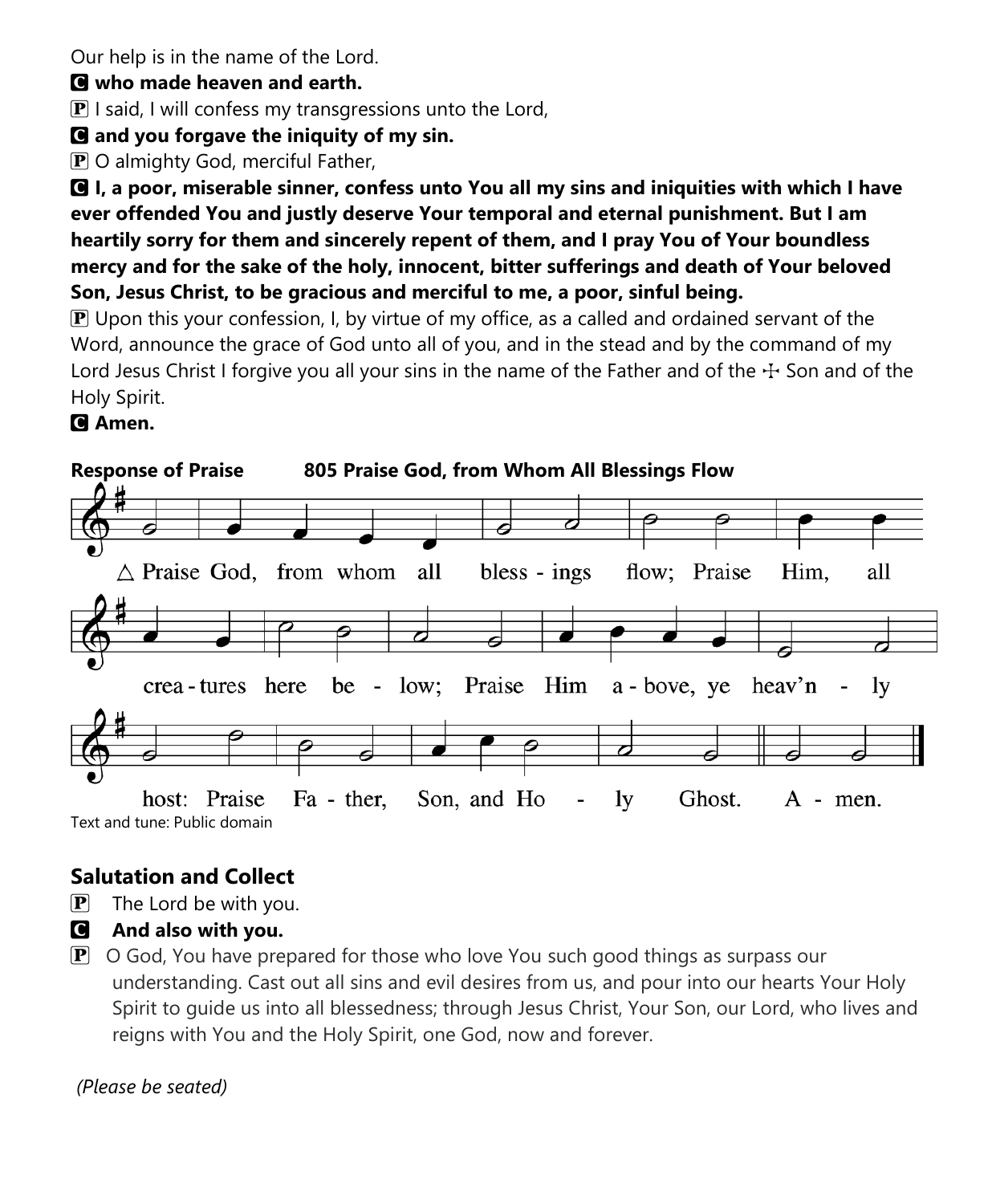Our help is in the name of the Lord.

**C who made heaven and earth.**

P I said, I will confess my transgressions unto the Lord,

**C and you forgave the iniquity of my sin.**

P O almighty God, merciful Father,

**C I, a poor, miserable sinner, confess unto You all my sins and iniquities with which I have ever offended You and justly deserve Your temporal and eternal punishment. But I am heartily sorry for them and sincerely repent of them, and I pray You of Your boundless mercy and for the sake of the holy, innocent, bitter sufferings and death of Your beloved Son, Jesus Christ, to be gracious and merciful to me, a poor, sinful being.**

P Upon this your confession, I, by virtue of my office, as a called and ordained servant of the Word, announce the grace of God unto all of you, and in the stead and by the command of my Lord Jesus Christ I forgive you all your sins in the name of the Father and of the ☩ Son and of the Holy Spirit.

**C Amen.**

**Response of Praise 805 Praise God, from Whom All Blessings Flow**

△ Praise God, from whom all bless - ings flow; Praise Him, all crea - tures here be - low; Praise Him a - bove, ye heav'n - ly host: Praise Fa - ther, Son, and Ho - ly Ghost. A - men.

Text and tune: Public domain

## Salutation and Collect

P The Lord be with you.

**C And also with you.**

P O God, You have prepared for those who love You such good things as surpass our understanding. Cast out all sins and evil desires from us, and pour into our hearts Your Holy Spirit to guide us into all blessedness; through Jesus Christ, Your Son, our Lord, who lives and reigns with You and the Holy Spirit, one God, now and forever.

*(Please be seated)*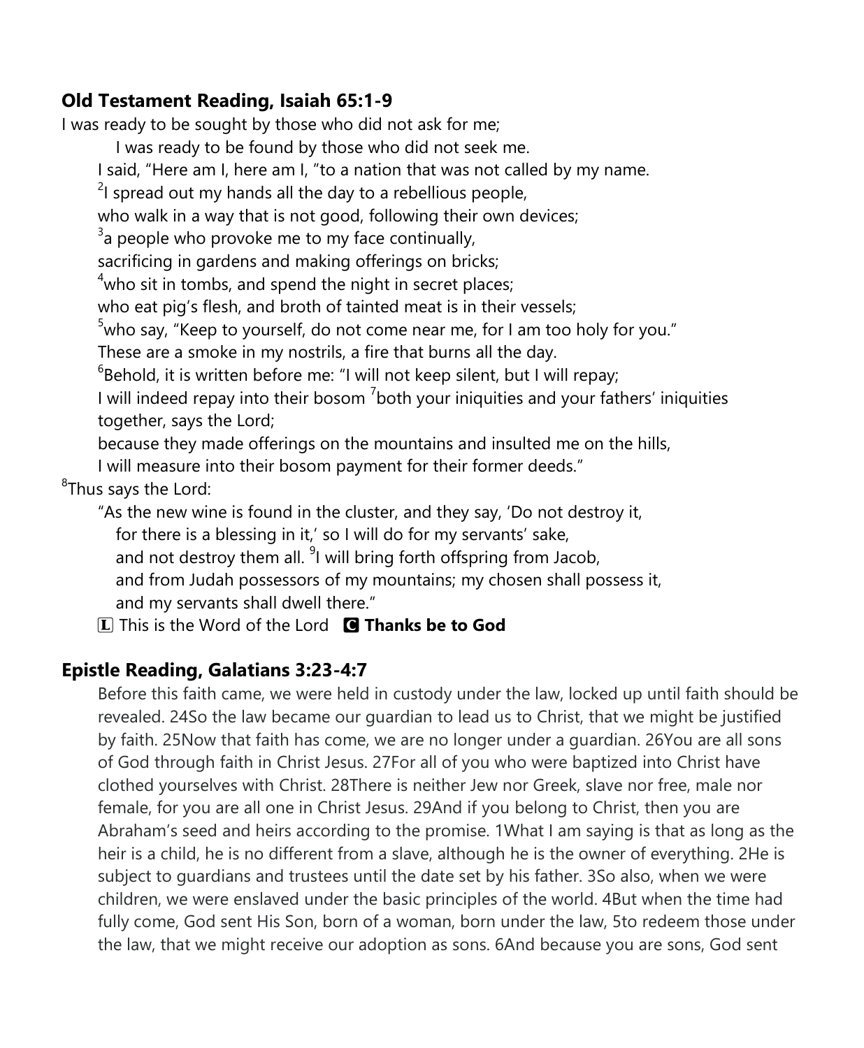## Old Testament Reading, Isaiah 65:1-9

I was ready to be sought by those who did not ask for me;

I was ready to be found by those who did not seek me.

I said, "Here am I, here am I, "to a nation that was not called by my name.

[2]I spread out my hands all the day to a rebellious people,

who walk in a way that is not good, following their own devices;

[3]a people who provoke me to my face continually,

sacrificing in gardens and making offerings on bricks;

[4]who sit in tombs, and spend the night in secret places;

who eat pig's flesh, and broth of tainted meat is in their vessels;

[5]who say, "Keep to yourself, do not come near me, for I am too holy for you."

These are a smoke in my nostrils, a fire that burns all the day.

[6]Behold, it is written before me: "I will not keep silent, but I will repay;

I will indeed repay into their bosom [7]both your iniquities and your fathers' iniquities together, says the Lord;

because they made offerings on the mountains and insulted me on the hills,

I will measure into their bosom payment for their former deeds."

[8]Thus says the Lord:

"As the new wine is found in the cluster, and they say, 'Do not destroy it,

for there is a blessing in it,' so I will do for my servants' sake,

and not destroy them all. [9]I will bring forth offspring from Jacob,

and from Judah possessors of my mountains; my chosen shall possess it,

and my servants shall dwell there."

L This is the Word of the Lord **C Thanks be to God**

## Epistle Reading, Galatians 3:23-4:7

Before this faith came, we were held in custody under the law, locked up until faith should be revealed. 24So the law became our guardian to lead us to Christ, that we might be justified by faith. 25Now that faith has come, we are no longer under a guardian. 26You are all sons of God through faith in Christ Jesus. 27For all of you who were baptized into Christ have clothed yourselves with Christ. 28There is neither Jew nor Greek, slave nor free, male nor female, for you are all one in Christ Jesus. 29And if you belong to Christ, then you are Abraham's seed and heirs according to the promise. 1What I am saying is that as long as the heir is a child, he is no different from a slave, although he is the owner of everything. 2He is subject to guardians and trustees until the date set by his father. 3So also, when we were children, we were enslaved under the basic principles of the world. 4But when the time had fully come, God sent His Son, born of a woman, born under the law, 5to redeem those under the law, that we might receive our adoption as sons. 6And because you are sons, God sent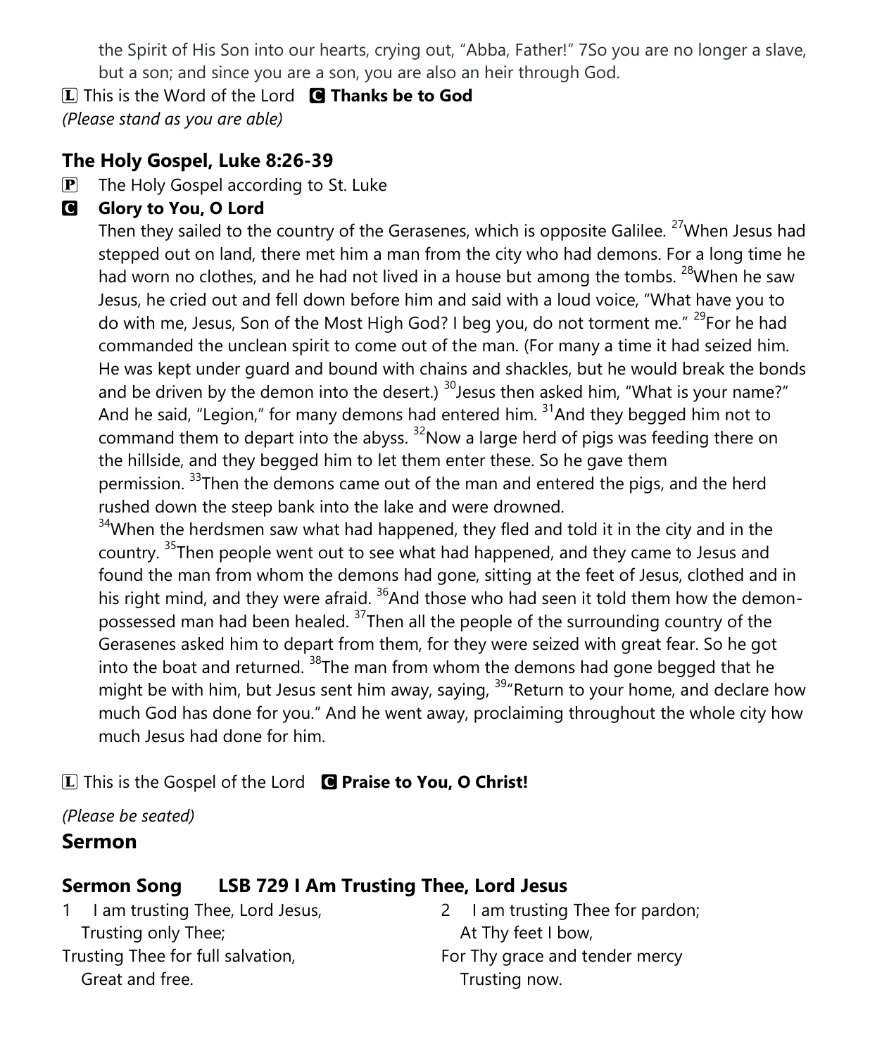the Spirit of His Son into our hearts, crying out, "Abba, Father!" 7So you are no longer a slave, but a son; and since you are a son, you are also an heir through God.

**L** This is the Word of the Lord **C Thanks be to God**

*(Please stand as you are able)*

## The Holy Gospel, Luke 8:26-39

**P** The Holy Gospel according to St. Luke

**C Glory to You, O Lord**

Then they sailed to the country of the Gerasenes, which is opposite Galilee. [27]When Jesus had stepped out on land, there met him a man from the city who had demons. For a long time he had worn no clothes, and he had not lived in a house but among the tombs. [28]When he saw Jesus, he cried out and fell down before him and said with a loud voice, "What have you to do with me, Jesus, Son of the Most High God? I beg you, do not torment me." [29]For he had commanded the unclean spirit to come out of the man. (For many a time it had seized him. He was kept under guard and bound with chains and shackles, but he would break the bonds and be driven by the demon into the desert.) [30]Jesus then asked him, "What is your name?" And he said, "Legion," for many demons had entered him. [31]And they begged him not to command them to depart into the abyss. [32]Now a large herd of pigs was feeding there on the hillside, and they begged him to let them enter these. So he gave them permission. [33]Then the demons came out of the man and entered the pigs, and the herd rushed down the steep bank into the lake and were drowned.

[34]When the herdsmen saw what had happened, they fled and told it in the city and in the country. [35]Then people went out to see what had happened, and they came to Jesus and found the man from whom the demons had gone, sitting at the feet of Jesus, clothed and in his right mind, and they were afraid. [36]And those who had seen it told them how the demon-possessed man had been healed. [37]Then all the people of the surrounding country of the Gerasenes asked him to depart from them, for they were seized with great fear. So he got into the boat and returned. [38]The man from whom the demons had gone begged that he might be with him, but Jesus sent him away, saying, [39]"Return to your home, and declare how much God has done for you." And he went away, proclaiming throughout the whole city how much Jesus had done for him.

**L** This is the Gospel of the Lord **C Praise to You, O Christ!**

*(Please be seated)*

## Sermon

## Sermon Song LSB 729 I Am Trusting Thee, Lord Jesus

1 I am trusting Thee, Lord Jesus,
Trusting only Thee;
Trusting Thee for full salvation,
Great and free.

2 I am trusting Thee for pardon;
At Thy feet I bow,
For Thy grace and tender mercy
Trusting now.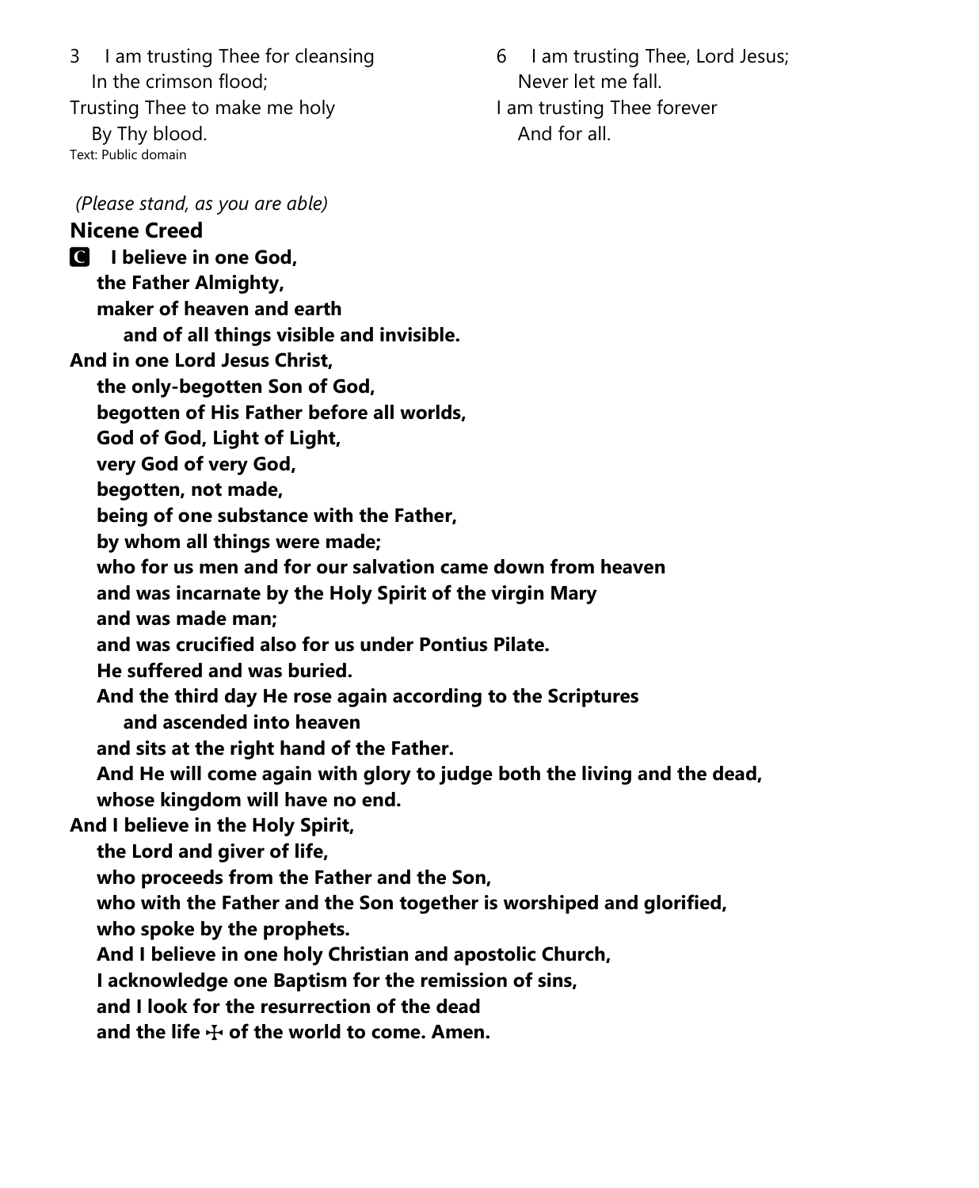3 I am trusting Thee for cleansing
In the crimson flood;
Trusting Thee to make me holy
By Thy blood.

6 I am trusting Thee, Lord Jesus;
Never let me fall.
I am trusting Thee forever
And for all.

Text: Public domain

*(Please stand, as you are able)*

## Nicene Creed

**C I believe in one God,**
**the Father Almighty,**
**maker of heaven and earth**
**and of all things visible and invisible.**
**And in one Lord Jesus Christ,**
**the only-begotten Son of God,**
**begotten of His Father before all worlds,**
**God of God, Light of Light,**
**very God of very God,**
**begotten, not made,**
**being of one substance with the Father,**
**by whom all things were made;**
**who for us men and for our salvation came down from heaven**
**and was incarnate by the Holy Spirit of the virgin Mary**
**and was made man;**
**and was crucified also for us under Pontius Pilate.**
**He suffered and was buried.**
**And the third day He rose again according to the Scriptures**
**and ascended into heaven**
**and sits at the right hand of the Father.**
**And He will come again with glory to judge both the living and the dead,**
**whose kingdom will have no end.**
**And I believe in the Holy Spirit,**
**the Lord and giver of life,**
**who proceeds from the Father and the Son,**
**who with the Father and the Son together is worshiped and glorified,**
**who spoke by the prophets.**
**And I believe in one holy Christian and apostolic Church,**
**I acknowledge one Baptism for the remission of sins,**
**and I look for the resurrection of the dead**
**and the life ☩ of the world to come. Amen.**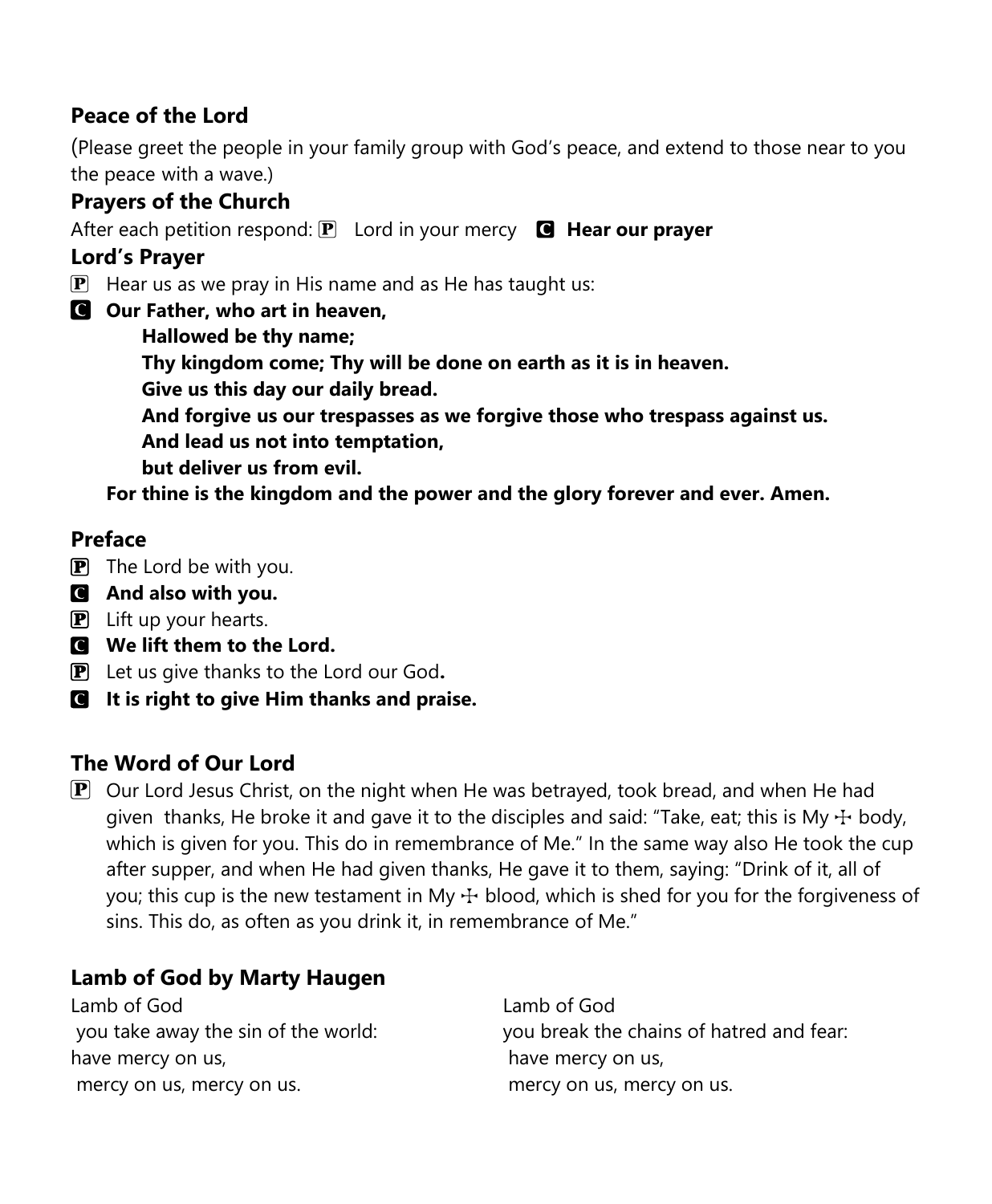## Peace of the Lord

(Please greet the people in your family group with God's peace, and extend to those near to you the peace with a wave.)

## Prayers of the Church

After each petition respond: P Lord in your mercy C **Hear our prayer**

## Lord's Prayer

P Hear us as we pray in His name and as He has taught us:

C **Our Father, who art in heaven,**
**Hallowed be thy name;**
**Thy kingdom come; Thy will be done on earth as it is in heaven.**
**Give us this day our daily bread.**
**And forgive us our trespasses as we forgive those who trespass against us.**
**And lead us not into temptation,**
**but deliver us from evil.**
**For thine is the kingdom and the power and the glory forever and ever. Amen.**

## Preface

P The Lord be with you.

C **And also with you.**

P Lift up your hearts.

C **We lift them to the Lord.**

P Let us give thanks to the Lord our God**.**

C **It is right to give Him thanks and praise.**

## The Word of Our Lord

P Our Lord Jesus Christ, on the night when He was betrayed, took bread, and when He had given thanks, He broke it and gave it to the disciples and said: "Take, eat; this is My ☩ body, which is given for you. This do in remembrance of Me." In the same way also He took the cup after supper, and when He had given thanks, He gave it to them, saying: "Drink of it, all of you; this cup is the new testament in My ☩ blood, which is shed for you for the forgiveness of sins. This do, as often as you drink it, in remembrance of Me."

## Lamb of God by Marty Haugen

Lamb of God
you take away the sin of the world:
have mercy on us,
mercy on us, mercy on us.

Lamb of God
you break the chains of hatred and fear:
have mercy on us,
mercy on us, mercy on us.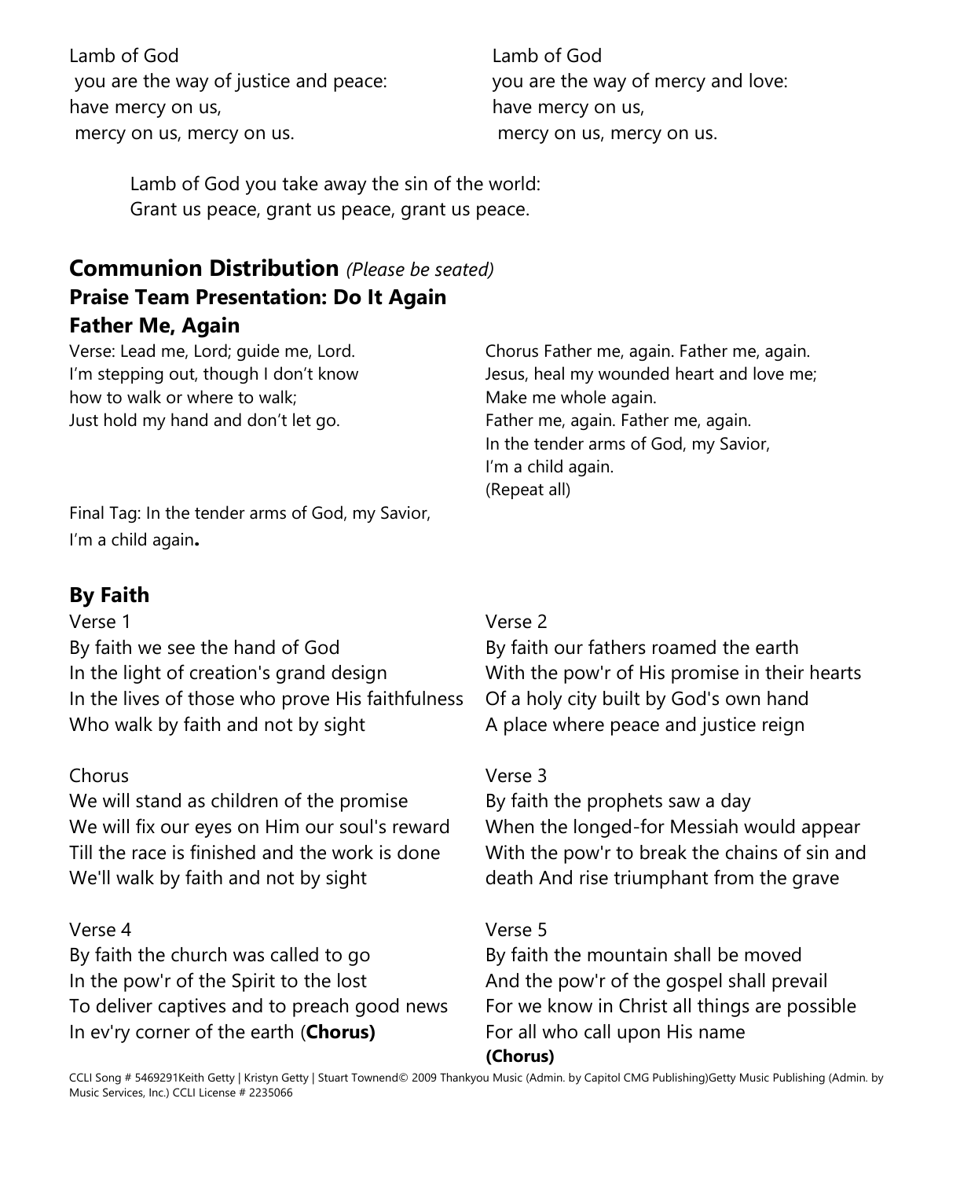Lamb of God
 you are the way of justice and peace:
have mercy on us,
 mercy on us, mercy on us.

Lamb of God
you are the way of mercy and love:
have mercy on us,
 mercy on us, mercy on us.

Lamb of God you take away the sin of the world:
Grant us peace, grant us peace, grant us peace.

## Communion Distribution *(Please be seated)*

### Praise Team Presentation: Do It Again

### Father Me, Again

Verse: Lead me, Lord; guide me, Lord.
I'm stepping out, though I don't know
how to walk or where to walk;
Just hold my hand and don't let go.

Chorus Father me, again. Father me, again.
Jesus, heal my wounded heart and love me;
Make me whole again.
Father me, again. Father me, again.
In the tender arms of God, my Savior,
I'm a child again.
(Repeat all)

Final Tag: In the tender arms of God, my Savior,
I'm a child again**.**

## By Faith

Verse 1
By faith we see the hand of God
In the light of creation's grand design
In the lives of those who prove His faithfulness
Who walk by faith and not by sight

Verse 2
By faith our fathers roamed the earth
With the pow'r of His promise in their hearts
Of a holy city built by God's own hand
A place where peace and justice reign

Chorus
We will stand as children of the promise
We will fix our eyes on Him our soul's reward
Till the race is finished and the work is done
We'll walk by faith and not by sight

Verse 3
By faith the prophets saw a day
When the longed-for Messiah would appear
With the pow'r to break the chains of sin and death And rise triumphant from the grave

Verse 4
By faith the church was called to go
In the pow'r of the Spirit to the lost
To deliver captives and to preach good news
In ev'ry corner of the earth (**Chorus)**

Verse 5
By faith the mountain shall be moved
And the pow'r of the gospel shall prevail
For we know in Christ all things are possible
For all who call upon His name
**(Chorus)**

CCLI Song # 5469291Keith Getty | Kristyn Getty | Stuart Townend© 2009 Thankyou Music (Admin. by Capitol CMG Publishing)Getty Music Publishing (Admin. by Music Services, Inc.) CCLI License # 2235066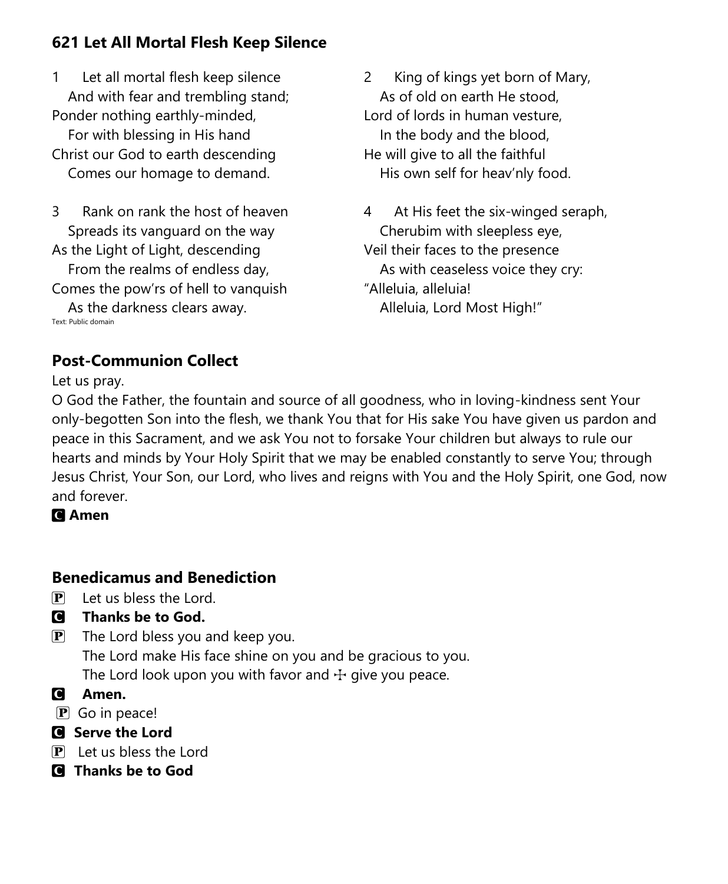## 621 Let All Mortal Flesh Keep Silence

1 Let all mortal flesh keep silence
And with fear and trembling stand;
Ponder nothing earthly-minded,
For with blessing in His hand
Christ our God to earth descending
Comes our homage to demand.

2 King of kings yet born of Mary,
As of old on earth He stood,
Lord of lords in human vesture,
In the body and the blood,
He will give to all the faithful
His own self for heav'nly food.

3 Rank on rank the host of heaven
Spreads its vanguard on the way
As the Light of Light, descending
From the realms of endless day,
Comes the pow'rs of hell to vanquish
As the darkness clears away.

4 At His feet the six-winged seraph,
Cherubim with sleepless eye,
Veil their faces to the presence
As with ceaseless voice they cry:
"Alleluia, alleluia!
Alleluia, Lord Most High!"

Text: Public domain

## Post-Communion Collect

Let us pray.

O God the Father, the fountain and source of all goodness, who in loving-kindness sent Your only-begotten Son into the flesh, we thank You that for His sake You have given us pardon and peace in this Sacrament, and we ask You not to forsake Your children but always to rule our hearts and minds by Your Holy Spirit that we may be enabled constantly to serve You; through Jesus Christ, Your Son, our Lord, who lives and reigns with You and the Holy Spirit, one God, now and forever.

**C Amen**

## Benedicamus and Benediction

P Let us bless the Lord.

**C Thanks be to God.**

P The Lord bless you and keep you.
The Lord make His face shine on you and be gracious to you.
The Lord look upon you with favor and ☩ give you peace.

**C Amen.**

P Go in peace!

**C Serve the Lord**

P Let us bless the Lord

**C Thanks be to God**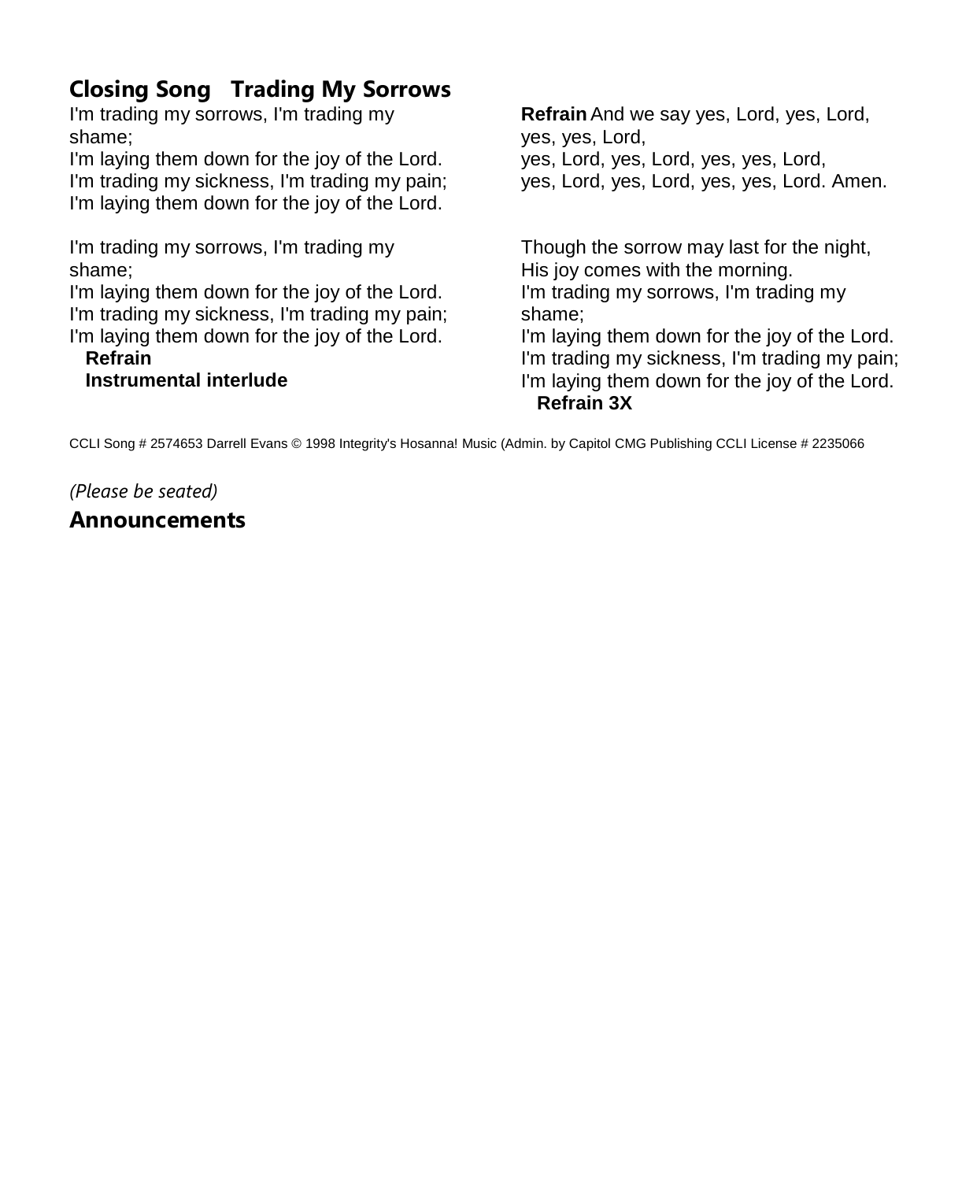## Closing Song   Trading My Sorrows

I'm trading my sorrows, I'm trading my shame;
I'm laying them down for the joy of the Lord.
I'm trading my sickness, I'm trading my pain;
I'm laying them down for the joy of the Lord.

I'm trading my sorrows, I'm trading my shame;
I'm laying them down for the joy of the Lord.
I'm trading my sickness, I'm trading my pain;
I'm laying them down for the joy of the Lord.
**Refrain**
**Instrumental interlude**

**Refrain** And we say yes, Lord, yes, Lord, yes, yes, Lord,
yes, Lord, yes, Lord, yes, yes, Lord,
yes, Lord, yes, Lord, yes, yes, Lord. Amen.

Though the sorrow may last for the night,
His joy comes with the morning.
I'm trading my sorrows, I'm trading my shame;
I'm laying them down for the joy of the Lord.
I'm trading my sickness, I'm trading my pain;
I'm laying them down for the joy of the Lord.
**Refrain 3X**

CCLI Song # 2574653 Darrell Evans © 1998 Integrity's Hosanna! Music (Admin. by Capitol CMG Publishing CCLI License # 2235066

*(Please be seated)*

## Announcements